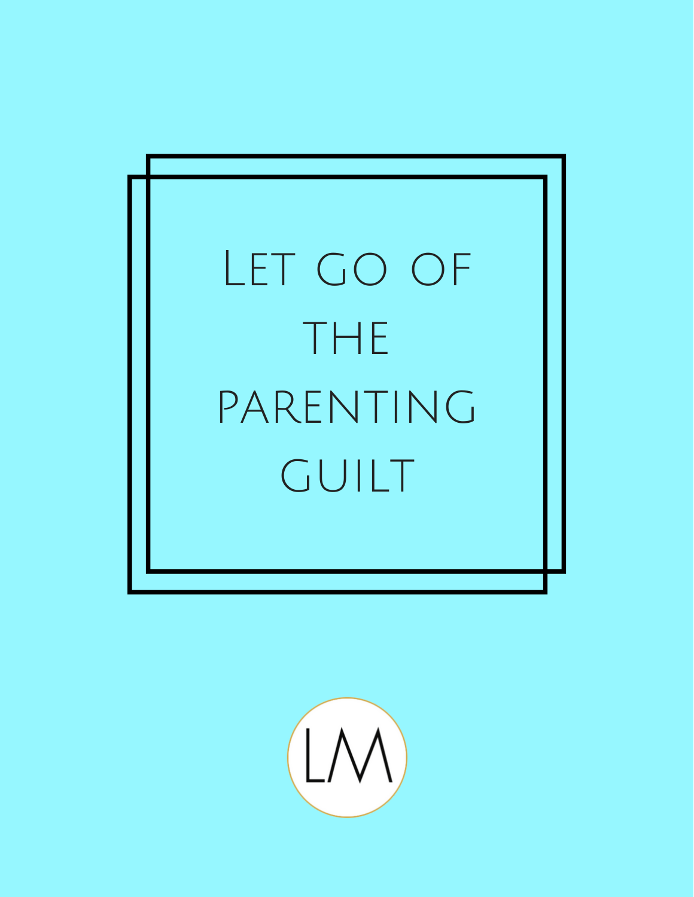# Let go of the parenting guilt

LM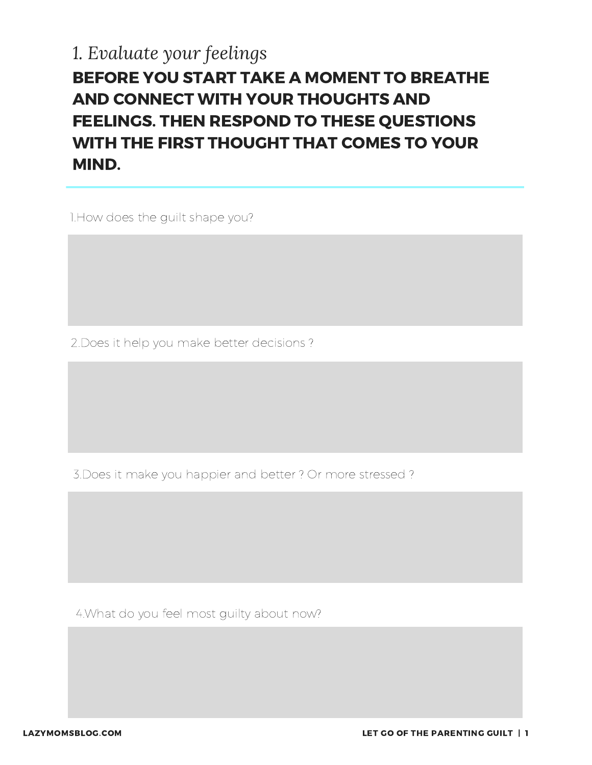## *1. Evaluate your feelings*

**BEFORE YOU START TAKE A MOMENT TO BREATHE AND CONNECT WITH YOUR THOUGHTS AND FEELINGS. THEN RESPOND TO THESE QUESTIONS WITH THE FIRST THOUGHT THAT COMES TO YOUR MIND.**

---

1.How does the guilt shape you?

2.Does it help you make better decisions ?

3.Does it make you happier and better ? Or more stressed ?

4.What do you feel most guilty about now?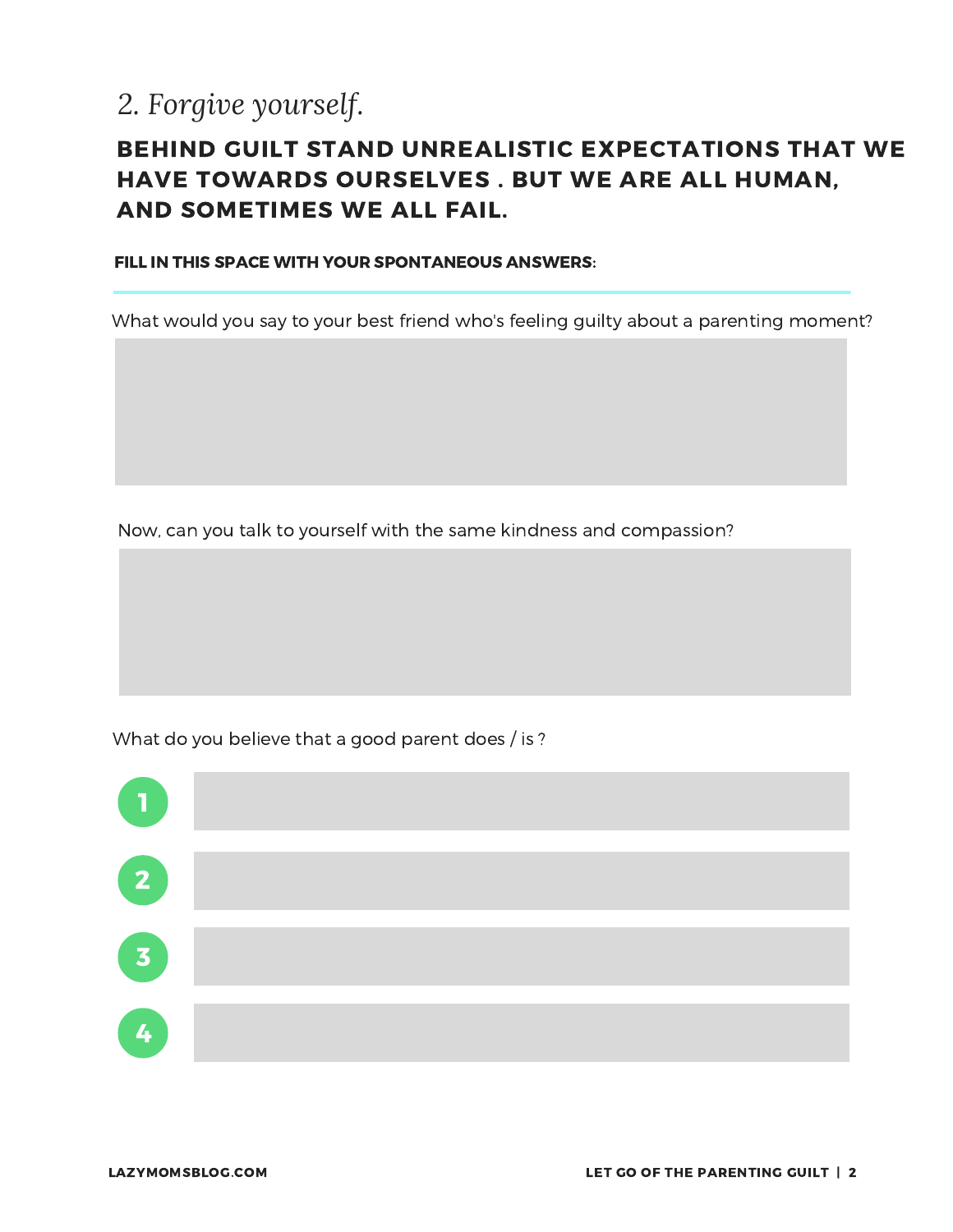## *2. Forgive yourself.*

### BEHIND GUILT STAND UNREALISTIC EXPECTATIONS THAT WE HAVE TOWARDS OURSELVES . BUT WE ARE ALL HUMAN, AND SOMETIMES WE ALL FAIL.

**FILL IN THIS SPACE WITH YOUR SPONTANEOUS ANSWERS:**

What would you say to your best friend who's feeling guilty about a parenting moment?

Now, can you talk to yourself with the same kindness and compassion?

What do you believe that a good parent does / is ?

1.
2.
3.
4.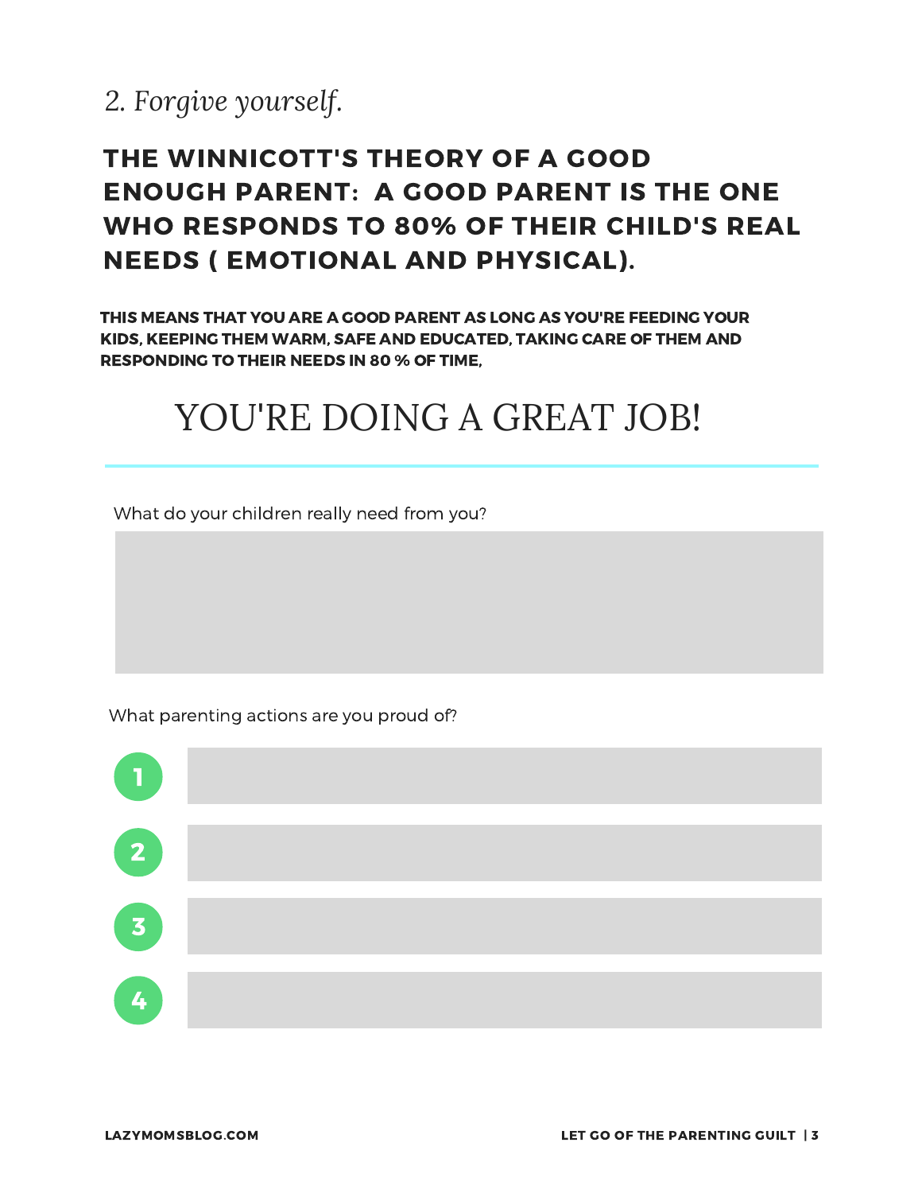## 2. *Forgive yourself.*

### THE WINNICOTT'S THEORY OF A GOOD ENOUGH PARENT: A GOOD PARENT IS THE ONE WHO RESPONDS TO 80% OF THEIR CHILD'S REAL NEEDS ( EMOTIONAL AND PHYSICAL).

**THIS MEANS THAT YOU ARE A GOOD PARENT AS LONG AS YOU'RE FEEDING YOUR KIDS, KEEPING THEM WARM, SAFE AND EDUCATED, TAKING CARE OF THEM AND RESPONDING TO THEIR NEEDS IN 80 % OF TIME,**

# YOU'RE DOING A GREAT JOB!

---

What do your children really need from you?

What parenting actions are you proud of?

1.
2.
3.
4.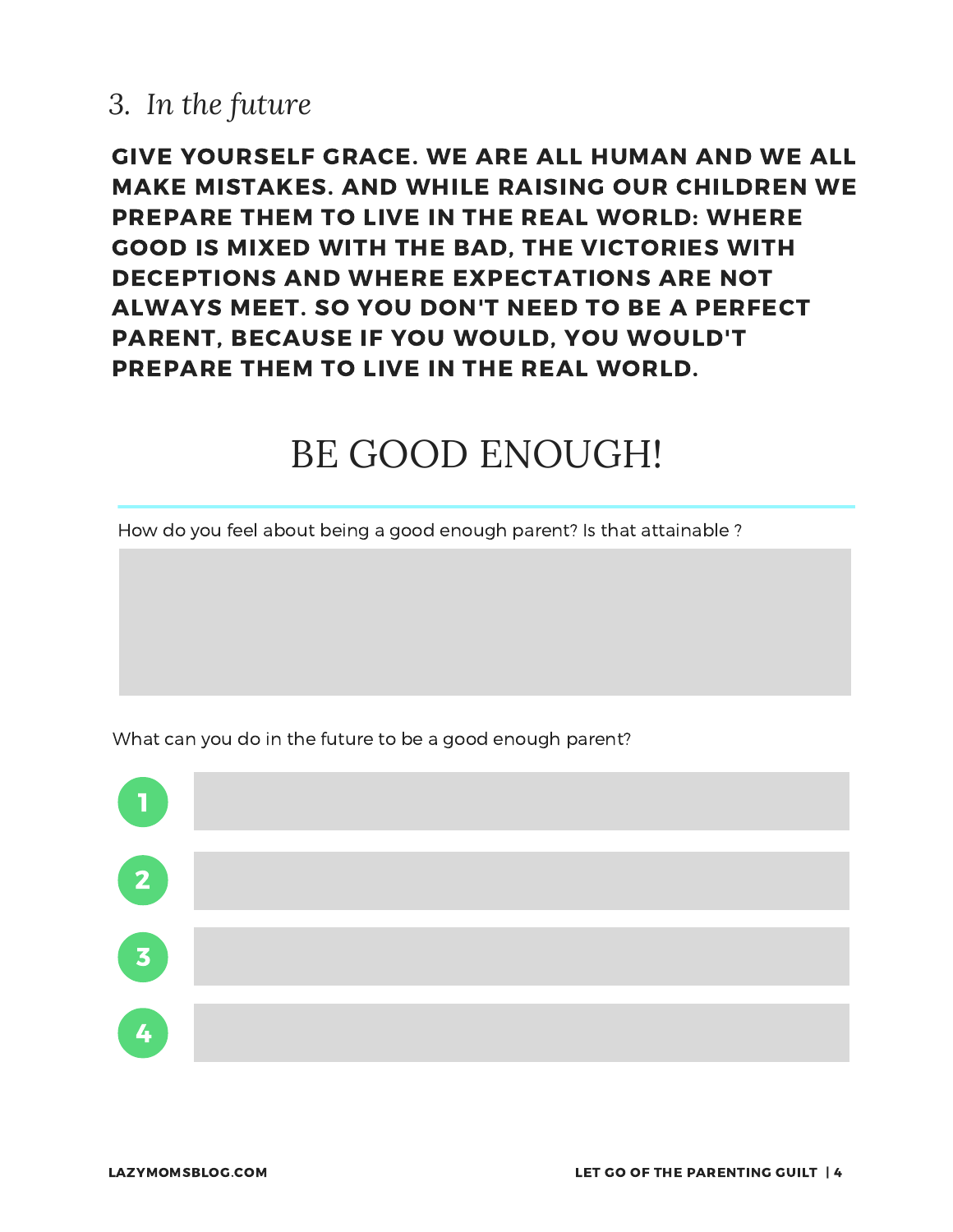### *3. In the future*

**GIVE YOURSELF GRACE. WE ARE ALL HUMAN AND WE ALL MAKE MISTAKES. AND WHILE RAISING OUR CHILDREN WE PREPARE THEM TO LIVE IN THE REAL WORLD: WHERE GOOD IS MIXED WITH THE BAD, THE VICTORIES WITH DECEPTIONS AND WHERE EXPECTATIONS ARE NOT ALWAYS MEET. SO YOU DON'T NEED TO BE A PERFECT PARENT, BECAUSE IF YOU WOULD, YOU WOULD'T PREPARE THEM TO LIVE IN THE REAL WORLD.**

## BE GOOD ENOUGH!

How do you feel about being a good enough parent? Is that attainable ?

What can you do in the future to be a good enough parent?

1.
2.
3.
4.